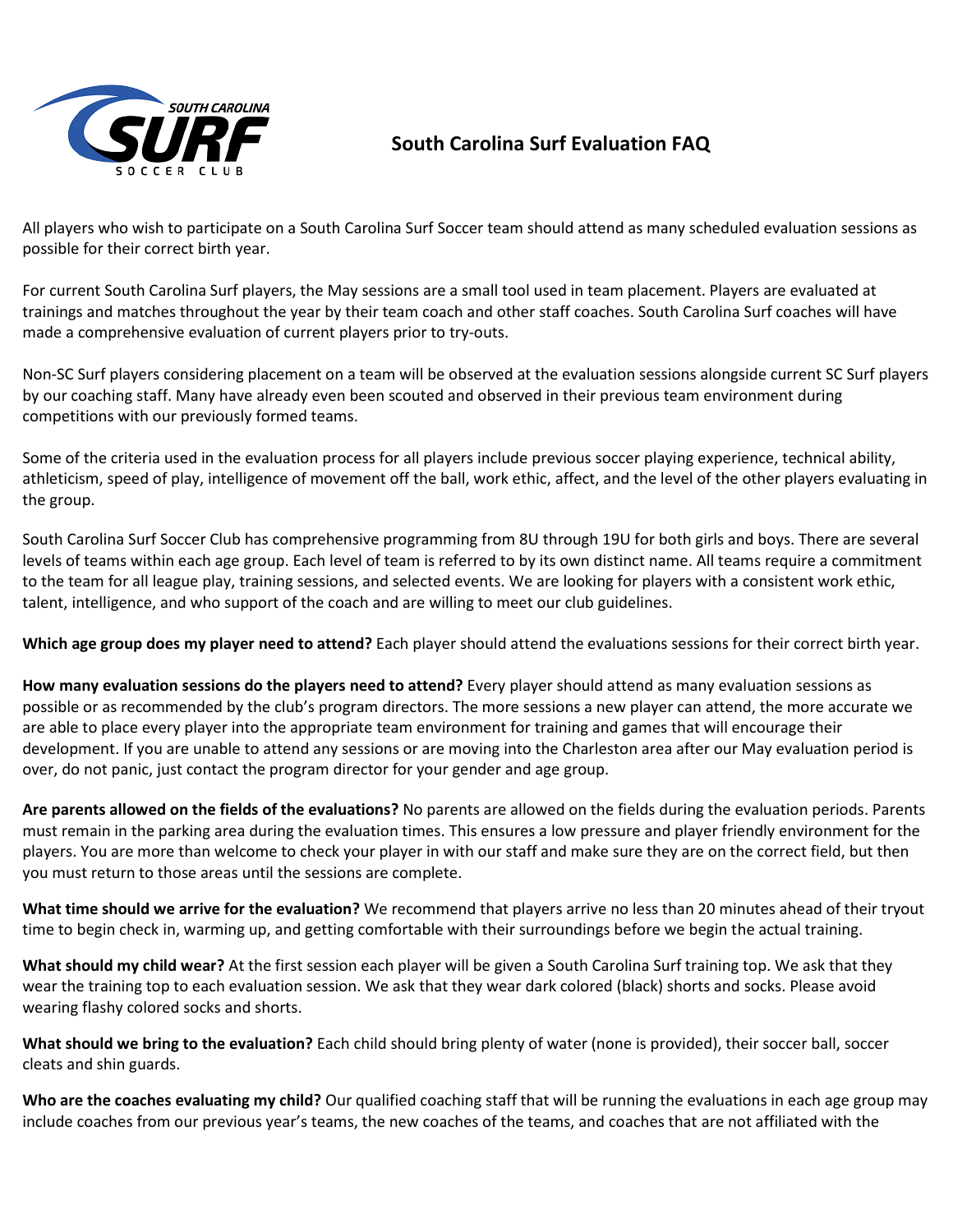# South Carolina Surf Evaluation FAQ

All players who wish to participate on a South Carolina Surf Soccer team should attend as many scheduled evaluation sessions as possible for their correct birth year.

For current South Carolina Surf players, the May sessions are a small tool used in team placement. Players are evaluated at trainings and matches throughout the year by their team coach and other staff coaches. South Carolina Surf coaches will have made a comprehensive evaluation of current players prior to try-outs.

Non-SC Surf players considering placement on a team will be observed at the evaluation sessions alongside current SC Surf players by our coaching staff. Many have already even been scouted and observed in their previous team environment during competitions with our previously formed teams.

Some of the criteria used in the evaluation process for all players include previous soccer playing experience, technical ability, athleticism, speed of play, intelligence of movement off the ball, work ethic, affect, and the level of the other players evaluating in the group.

South Carolina Surf Soccer Club has comprehensive programming from 8U through 19U for both girls and boys. There are several levels of teams within each age group. Each level of team is referred to by its own distinct name. All teams require a commitment to the team for all league play, training sessions, and selected events. We are looking for players with a consistent work ethic, talent, intelligence, and who support of the coach and are willing to meet our club guidelines.

**Which age group does my player need to attend?** Each player should attend the evaluations sessions for their correct birth year.

**How many evaluation sessions do the players need to attend?** Every player should attend as many evaluation sessions as possible or as recommended by the club's program directors. The more sessions a new player can attend, the more accurate we are able to place every player into the appropriate team environment for training and games that will encourage their development. If you are unable to attend any sessions or are moving into the Charleston area after our May evaluation period is over, do not panic, just contact the program director for your gender and age group.

**Are parents allowed on the fields of the evaluations?** No parents are allowed on the fields during the evaluation periods. Parents must remain in the parking area during the evaluation times. This ensures a low pressure and player friendly environment for the players. You are more than welcome to check your player in with our staff and make sure they are on the correct field, but then you must return to those areas until the sessions are complete.

**What time should we arrive for the evaluation?** We recommend that players arrive no less than 20 minutes ahead of their tryout time to begin check in, warming up, and getting comfortable with their surroundings before we begin the actual training.

**What should my child wear?** At the first session each player will be given a South Carolina Surf training top. We ask that they wear the training top to each evaluation session. We ask that they wear dark colored (black) shorts and socks. Please avoid wearing flashy colored socks and shorts.

**What should we bring to the evaluation?** Each child should bring plenty of water (none is provided), their soccer ball, soccer cleats and shin guards.

**Who are the coaches evaluating my child?** Our qualified coaching staff that will be running the evaluations in each age group may include coaches from our previous year's teams, the new coaches of the teams, and coaches that are not affiliated with the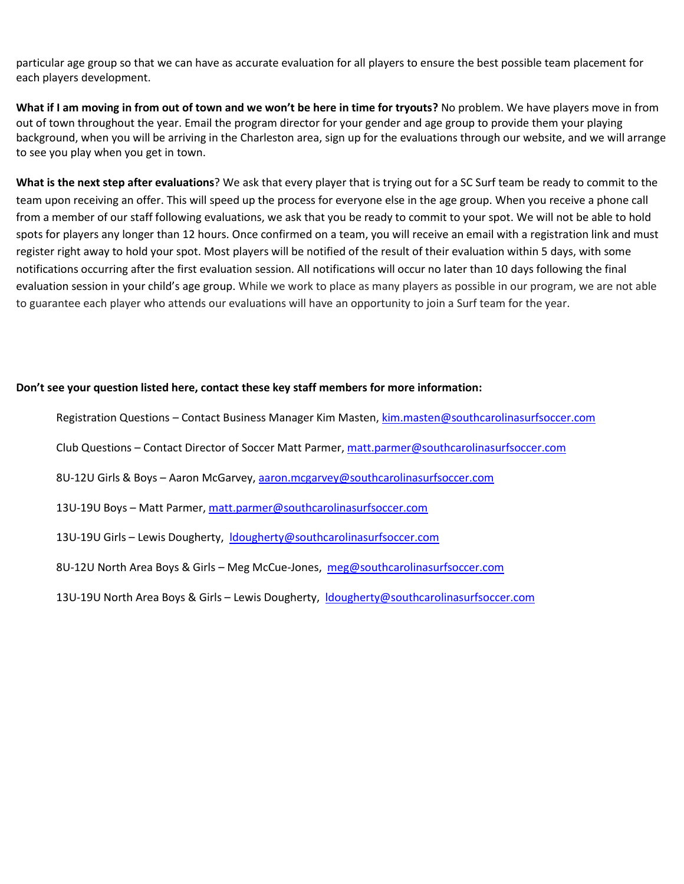particular age group so that we can have as accurate evaluation for all players to ensure the best possible team placement for each players development.

**What if I am moving in from out of town and we won't be here in time for tryouts?** No problem. We have players move in from out of town throughout the year. Email the program director for your gender and age group to provide them your playing background, when you will be arriving in the Charleston area, sign up for the evaluations through our website, and we will arrange to see you play when you get in town.

**What is the next step after evaluations**? We ask that every player that is trying out for a SC Surf team be ready to commit to the team upon receiving an offer. This will speed up the process for everyone else in the age group. When you receive a phone call from a member of our staff following evaluations, we ask that you be ready to commit to your spot. We will not be able to hold spots for players any longer than 12 hours. Once confirmed on a team, you will receive an email with a registration link and must register right away to hold your spot. Most players will be notified of the result of their evaluation within 5 days, with some notifications occurring after the first evaluation session. All notifications will occur no later than 10 days following the final evaluation session in your child's age group. While we work to place as many players as possible in our program, we are not able to guarantee each player who attends our evaluations will have an opportunity to join a Surf team for the year.

**Don't see your question listed here, contact these key staff members for more information:**

Registration Questions – Contact Business Manager Kim Masten, kim.masten@southcarolinasurfsoccer.com

Club Questions – Contact Director of Soccer Matt Parmer, matt.parmer@southcarolinasurfsoccer.com

8U-12U Girls & Boys – Aaron McGarvey, aaron.mcgarvey@southcarolinasurfsoccer.com

13U-19U Boys – Matt Parmer, matt.parmer@southcarolinasurfsoccer.com

13U-19U Girls – Lewis Dougherty, ldougherty@southcarolinasurfsoccer.com

8U-12U North Area Boys & Girls – Meg McCue-Jones, meg@southcarolinasurfsoccer.com

13U-19U North Area Boys & Girls – Lewis Dougherty, ldougherty@southcarolinasurfsoccer.com